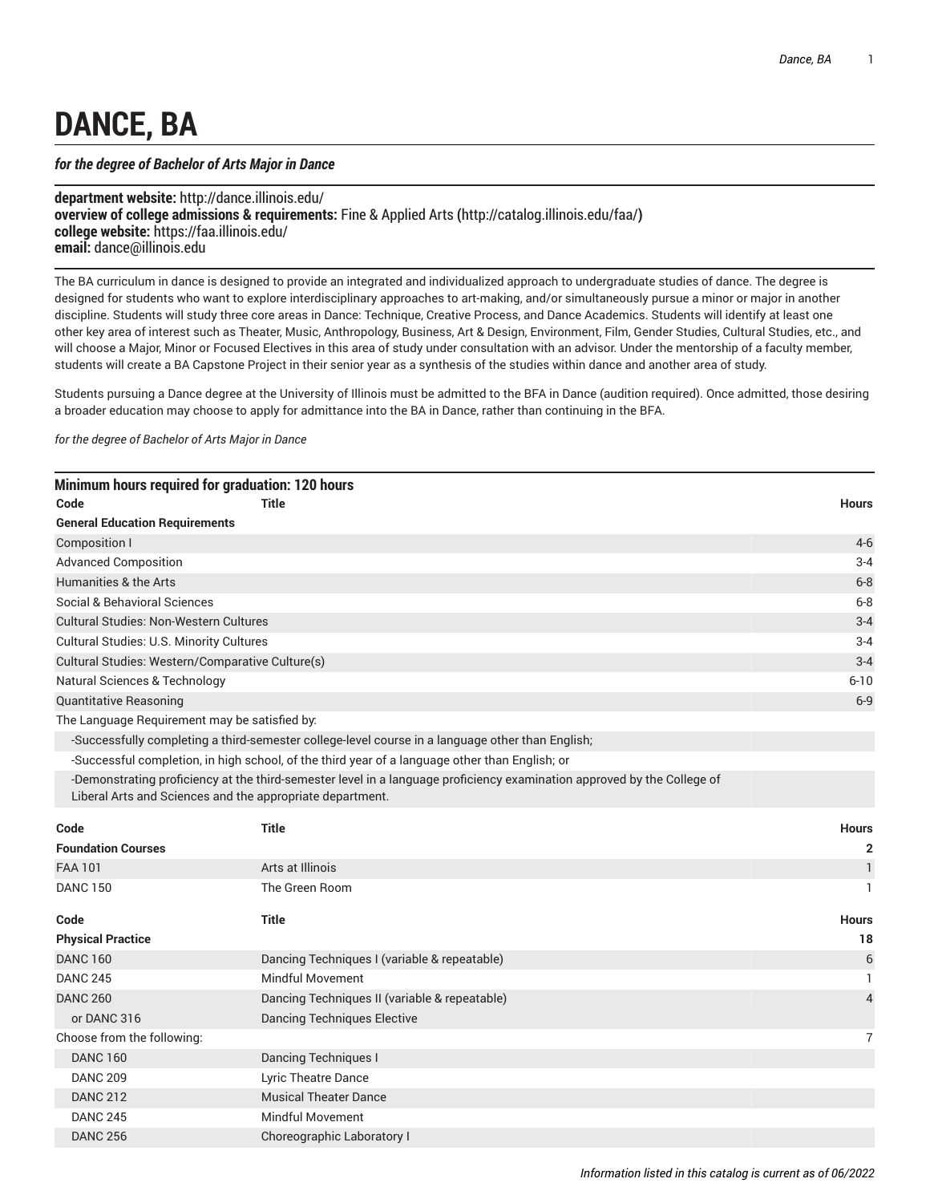# DANCE, BA

***for the degree of Bachelor of Arts Major in Dance***

**department website:** http://dance.illinois.edu/
**overview of college admissions & requirements:** Fine & Applied Arts **(**http://catalog.illinois.edu/faa/**)**
**college website:** https://faa.illinois.edu/
**email:** dance@illinois.edu

The BA curriculum in dance is designed to provide an integrated and individualized approach to undergraduate studies of dance. The degree is designed for students who want to explore interdisciplinary approaches to art-making, and/or simultaneously pursue a minor or major in another discipline. Students will study three core areas in Dance: Technique, Creative Process, and Dance Academics. Students will identify at least one other key area of interest such as Theater, Music, Anthropology, Business, Art & Design, Environment, Film, Gender Studies, Cultural Studies, etc., and will choose a Major, Minor or Focused Electives in this area of study under consultation with an advisor. Under the mentorship of a faculty member, students will create a BA Capstone Project in their senior year as a synthesis of the studies within dance and another area of study.

Students pursuing a Dance degree at the University of Illinois must be admitted to the BFA in Dance (audition required). Once admitted, those desiring a broader education may choose to apply for admittance into the BA in Dance, rather than continuing in the BFA.

*for the degree of Bachelor of Arts Major in Dance*

**Minimum hours required for graduation: 120 hours**

| Code | Title | Hours |
|---|---|---|
| **General Education Requirements** | | |
| Composition I | | 4-6 |
| Advanced Composition | | 3-4 |
| Humanities & the Arts | | 6-8 |
| Social & Behavioral Sciences | | 6-8 |
| Cultural Studies: Non-Western Cultures | | 3-4 |
| Cultural Studies: U.S. Minority Cultures | | 3-4 |
| Cultural Studies: Western/Comparative Culture(s) | | 3-4 |
| Natural Sciences & Technology | | 6-10 |
| Quantitative Reasoning | | 6-9 |
| The Language Requirement may be satisfied by: | | |
| -Successfully completing a third-semester college-level course in a language other than English; | | |
| -Successful completion, in high school, of the third year of a language other than English; or | | |
| -Demonstrating proficiency at the third-semester level in a language proficiency examination approved by the College of Liberal Arts and Sciences and the appropriate department. | | |

| Code | Title | Hours |
|---|---|---|
| **Foundation Courses** | | **2** |
| FAA 101 | Arts at Illinois | 1 |
| DANC 150 | The Green Room | 1 |

| Code | Title | Hours |
|---|---|---|
| **Physical Practice** | | **18** |
| DANC 160 | Dancing Techniques I (variable & repeatable) | 6 |
| DANC 245 | Mindful Movement | 1 |
| DANC 260 | Dancing Techniques II (variable & repeatable) | 4 |
| or DANC 316 | Dancing Techniques Elective | |
| Choose from the following: | | 7 |
| DANC 160 | Dancing Techniques I | |
| DANC 209 | Lyric Theatre Dance | |
| DANC 212 | Musical Theater Dance | |
| DANC 245 | Mindful Movement | |
| DANC 256 | Choreographic Laboratory I | |

*Information listed in this catalog is current as of 06/2022*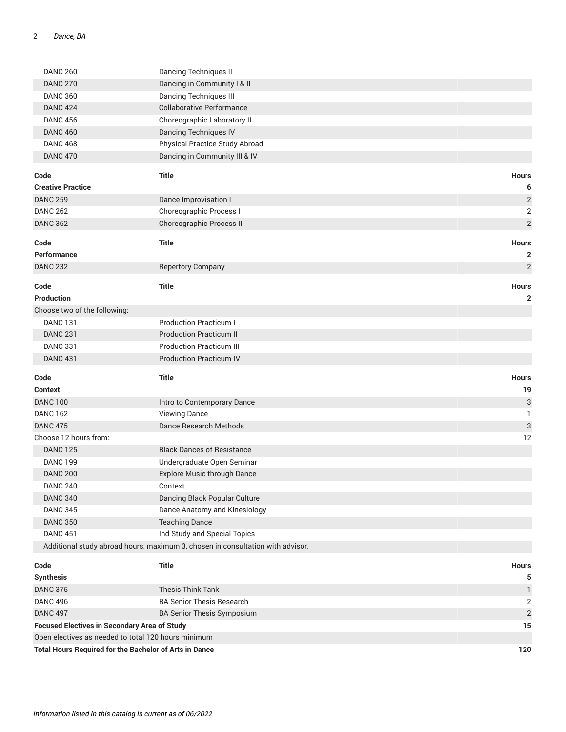| | | |
|---|---|---|
| DANC 260 | Dancing Techniques II | |
| DANC 270 | Dancing in Community I & II | |
| DANC 360 | Dancing Techniques III | |
| DANC 424 | Collaborative Performance | |
| DANC 456 | Choreographic Laboratory II | |
| DANC 460 | Dancing Techniques IV | |
| DANC 468 | Physical Practice Study Abroad | |
| DANC 470 | Dancing in Community III & IV | |

| Code | Title | Hours |
|---|---|---|
| **Creative Practice** | | **6** |
| DANC 259 | Dance Improvisation I | 2 |
| DANC 262 | Choreographic Process I | 2 |
| DANC 362 | Choreographic Process II | 2 |

| Code | Title | Hours |
|---|---|---|
| **Performance** | | **2** |
| DANC 232 | Repertory Company | 2 |

| Code | Title | Hours |
|---|---|---|
| **Production** | | **2** |
| Choose two of the following: | | |
| DANC 131 | Production Practicum I | |
| DANC 231 | Production Practicum II | |
| DANC 331 | Production Practicum III | |
| DANC 431 | Production Practicum IV | |

| Code | Title | Hours |
|---|---|---|
| **Context** | | **19** |
| DANC 100 | Intro to Contemporary Dance | 3 |
| DANC 162 | Viewing Dance | 1 |
| DANC 475 | Dance Research Methods | 3 |
| Choose 12 hours from: | | 12 |
| DANC 125 | Black Dances of Resistance | |
| DANC 199 | Undergraduate Open Seminar | |
| DANC 200 | Explore Music through Dance | |
| DANC 240 | Context | |
| DANC 340 | Dancing Black Popular Culture | |
| DANC 345 | Dance Anatomy and Kinesiology | |
| DANC 350 | Teaching Dance | |
| DANC 451 | Ind Study and Special Topics | |
| Additional study abroad hours, maximum 3, chosen in consultation with advisor. | | |

| Code | Title | Hours |
|---|---|---|
| **Synthesis** | | **5** |
| DANC 375 | Thesis Think Tank | 1 |
| DANC 496 | BA Senior Thesis Research | 2 |
| DANC 497 | BA Senior Thesis Symposium | 2 |
| **Focused Electives in Secondary Area of Study** | | **15** |
| Open electives as needed to total 120 hours minimum | | |
| **Total Hours Required for the Bachelor of Arts in Dance** | | **120** |

*Information listed in this catalog is current as of 06/2022*